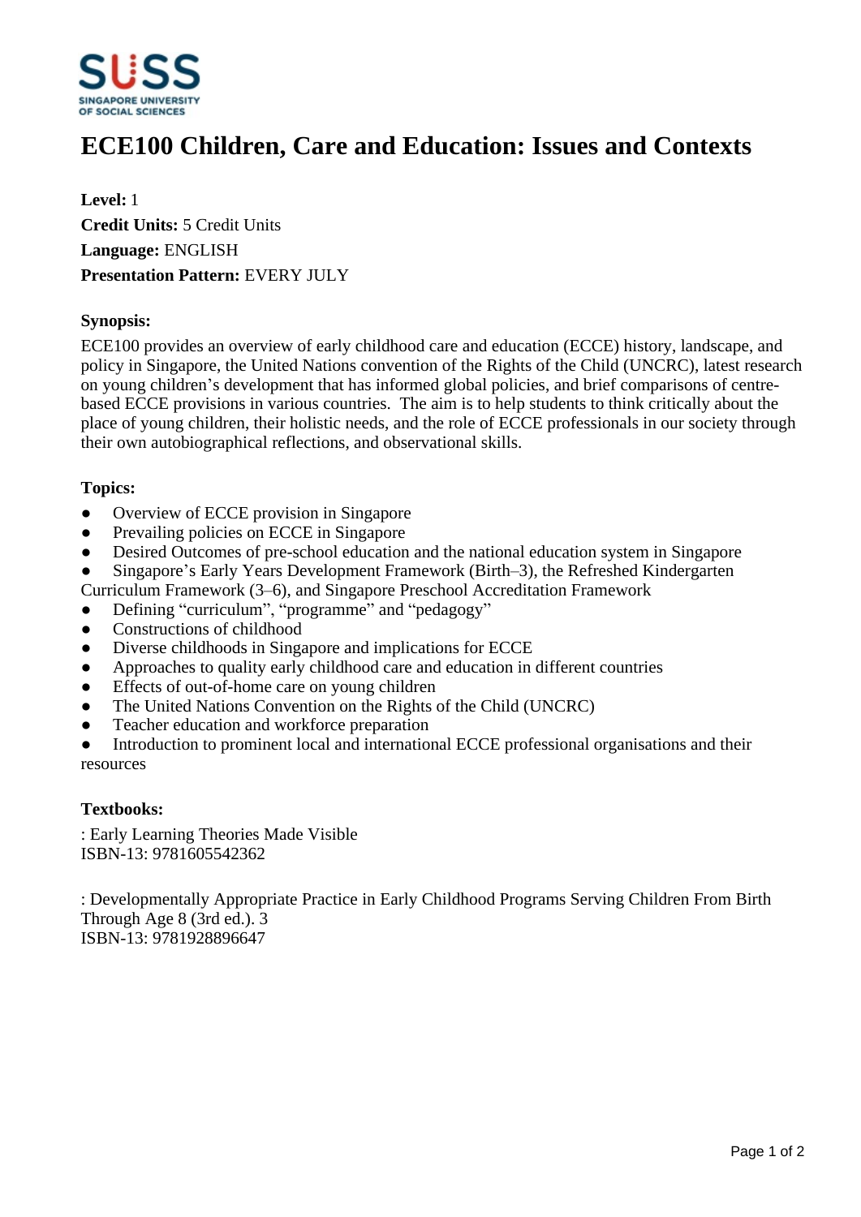# ECE100 Children, Care and Education: Issues and Contexts

**Level:** 1
**Credit Units:** 5 Credit Units
**Language:** ENGLISH
**Presentation Pattern:** EVERY JULY

**Synopsis:**

ECE100 provides an overview of early childhood care and education (ECCE) history, landscape, and policy in Singapore, the United Nations convention of the Rights of the Child (UNCRC), latest research on young children's development that has informed global policies, and brief comparisons of centre-based ECCE provisions in various countries. The aim is to help students to think critically about the place of young children, their holistic needs, and the role of ECCE professionals in our society through their own autobiographical reflections, and observational skills.

**Topics:**

- Overview of ECCE provision in Singapore
- Prevailing policies on ECCE in Singapore
- Desired Outcomes of pre-school education and the national education system in Singapore
- Singapore's Early Years Development Framework (Birth–3), the Refreshed Kindergarten Curriculum Framework (3–6), and Singapore Preschool Accreditation Framework
- Defining "curriculum", "programme" and "pedagogy"
- Constructions of childhood
- Diverse childhoods in Singapore and implications for ECCE
- Approaches to quality early childhood care and education in different countries
- Effects of out-of-home care on young children
- The United Nations Convention on the Rights of the Child (UNCRC)
- Teacher education and workforce preparation
- Introduction to prominent local and international ECCE professional organisations and their resources

**Textbooks:**

: Early Learning Theories Made Visible
ISBN-13: 9781605542362

: Developmentally Appropriate Practice in Early Childhood Programs Serving Children From Birth Through Age 8 (3rd ed.). 3
ISBN-13: 9781928896647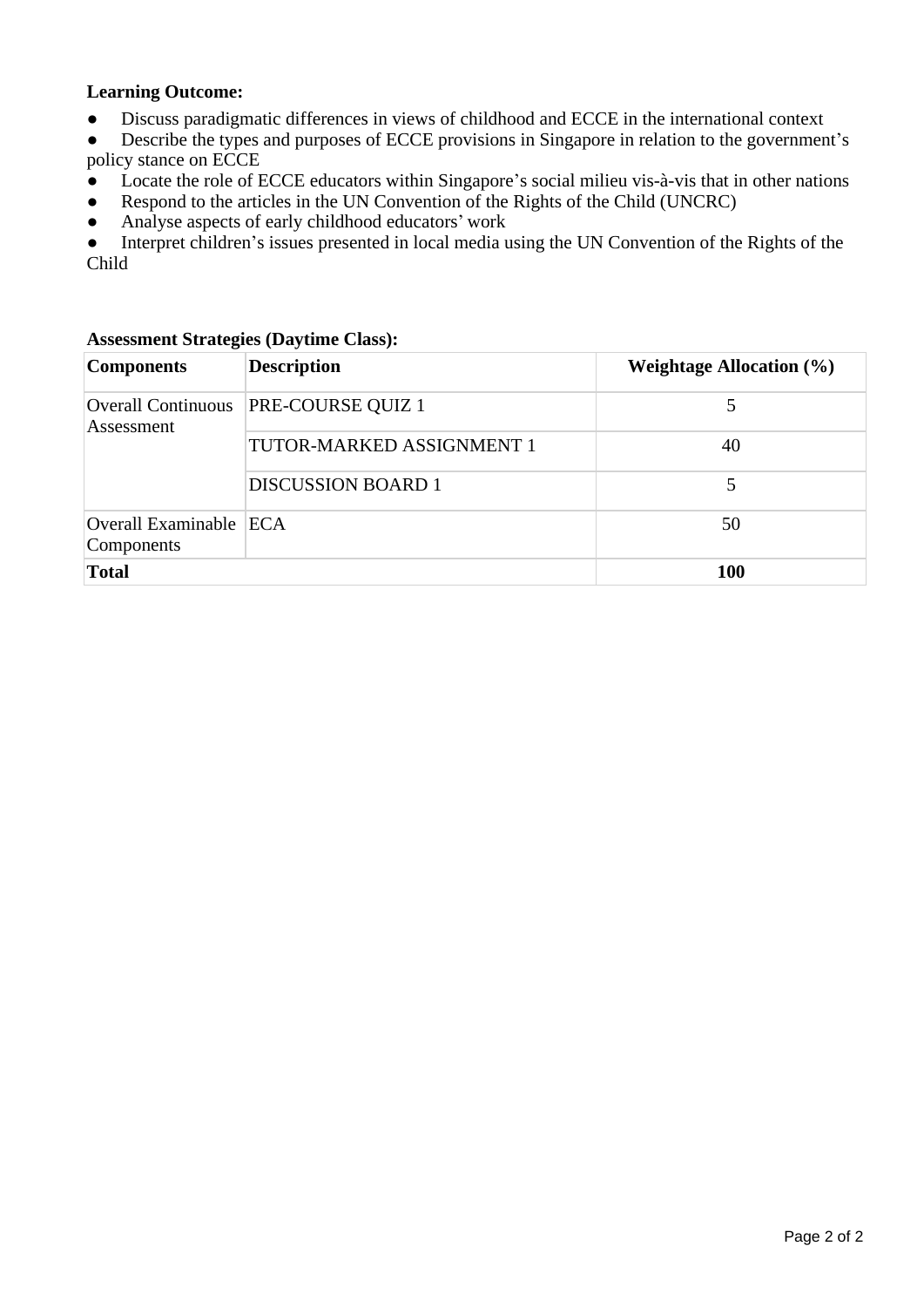**Learning Outcome:**

- Discuss paradigmatic differences in views of childhood and ECCE in the international context
- Describe the types and purposes of ECCE provisions in Singapore in relation to the government's policy stance on ECCE
- Locate the role of ECCE educators within Singapore's social milieu vis-à-vis that in other nations
- Respond to the articles in the UN Convention of the Rights of the Child (UNCRC)
- Analyse aspects of early childhood educators' work
- Interpret children's issues presented in local media using the UN Convention of the Rights of the Child

**Assessment Strategies (Daytime Class):**

| Components | Description | Weightage Allocation (%) |
|---|---|---|
| Overall Continuous Assessment | PRE-COURSE QUIZ 1 | 5 |
| | TUTOR-MARKED ASSIGNMENT 1 | 40 |
| | DISCUSSION BOARD 1 | 5 |
| Overall Examinable Components | ECA | 50 |
| **Total** | | **100** |